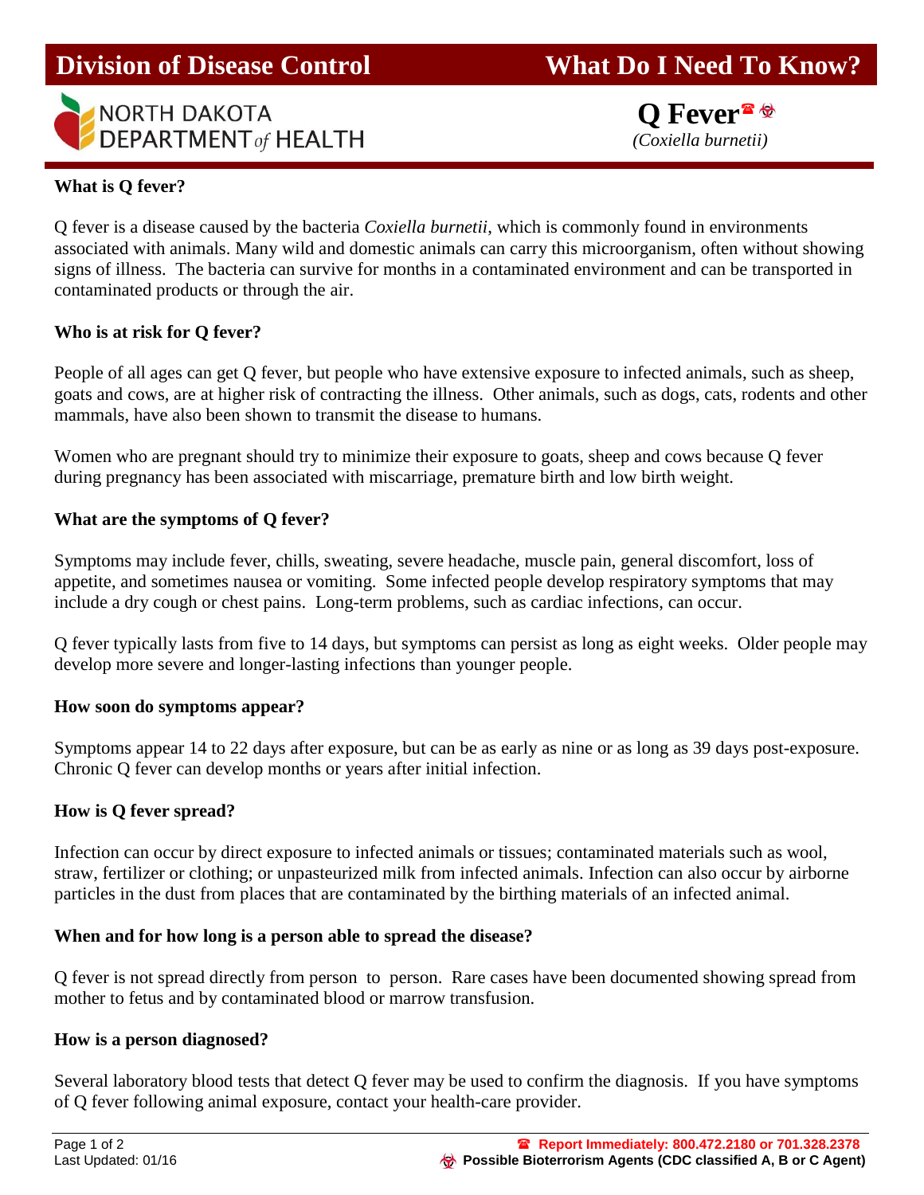# Division of Control What Do I Need To Know?

NORTH DAKOTA DEPARTMENT *of* HEALTH

## Q Fever☎☣

*(Coxiella burnetii)*

### What is Q fever?

Q fever is a disease caused by the bacteria *Coxiella burnetii*, which is commonly found in environments associated with animals. Many wild and domestic animals can carry this microorganism, often without showing signs of illness. The bacteria can survive for months in a contaminated environment and can be transported in contaminated products or through the air.

### Who is at risk for Q fever?

People of all ages can get Q fever, but people who have extensive exposure to infected animals, such as sheep, goats and cows, are at higher risk of contracting the illness. Other animals, such as dogs, cats, rodents and other mammals, have also been shown to transmit the disease to humans.

Women who are pregnant should try to minimize their exposure to goats, sheep and cows because Q fever during pregnancy has been associated with miscarriage, premature birth and low birth weight.

### What are the symptoms of Q fever?

Symptoms may include fever, chills, sweating, severe headache, muscle pain, general discomfort, loss of appetite, and sometimes nausea or vomiting. Some infected people develop respiratory symptoms that may include a dry cough or chest pains. Long-term problems, such as cardiac infections, can occur.

Q fever typically lasts from five to 14 days, but symptoms can persist as long as eight weeks. Older people may develop more severe and longer-lasting infections than younger people.

### How soon do symptoms appear?

Symptoms appear 14 to 22 days after exposure, but can be as early as nine or as long as 39 days post-exposure. Chronic Q fever can develop months or years after initial infection.

### How is Q fever spread?

Infection can occur by direct exposure to infected animals or tissues; contaminated materials such as wool, straw, fertilizer or clothing; or unpasteurized milk from infected animals. Infection can also occur by airborne particles in the dust from places that are contaminated by the birthing materials of an infected animal.

### When and for how long is a person able to spread the disease?

Q fever is not spread directly from person to person. Rare cases have been documented showing spread from mother to fetus and by contaminated blood or marrow transfusion.

### How is a person diagnosed?

Several laboratory blood tests that detect Q fever may be used to confirm the diagnosis. If you have symptoms of Q fever following animal exposure, contact your health-care provider.

Last Updated: 01/16

☎ **Report Immediately: 800.472.2180 or 701.328.2378**

☣ **Possible Bioterrorism Agents (CDC classified A, B or C Agent)**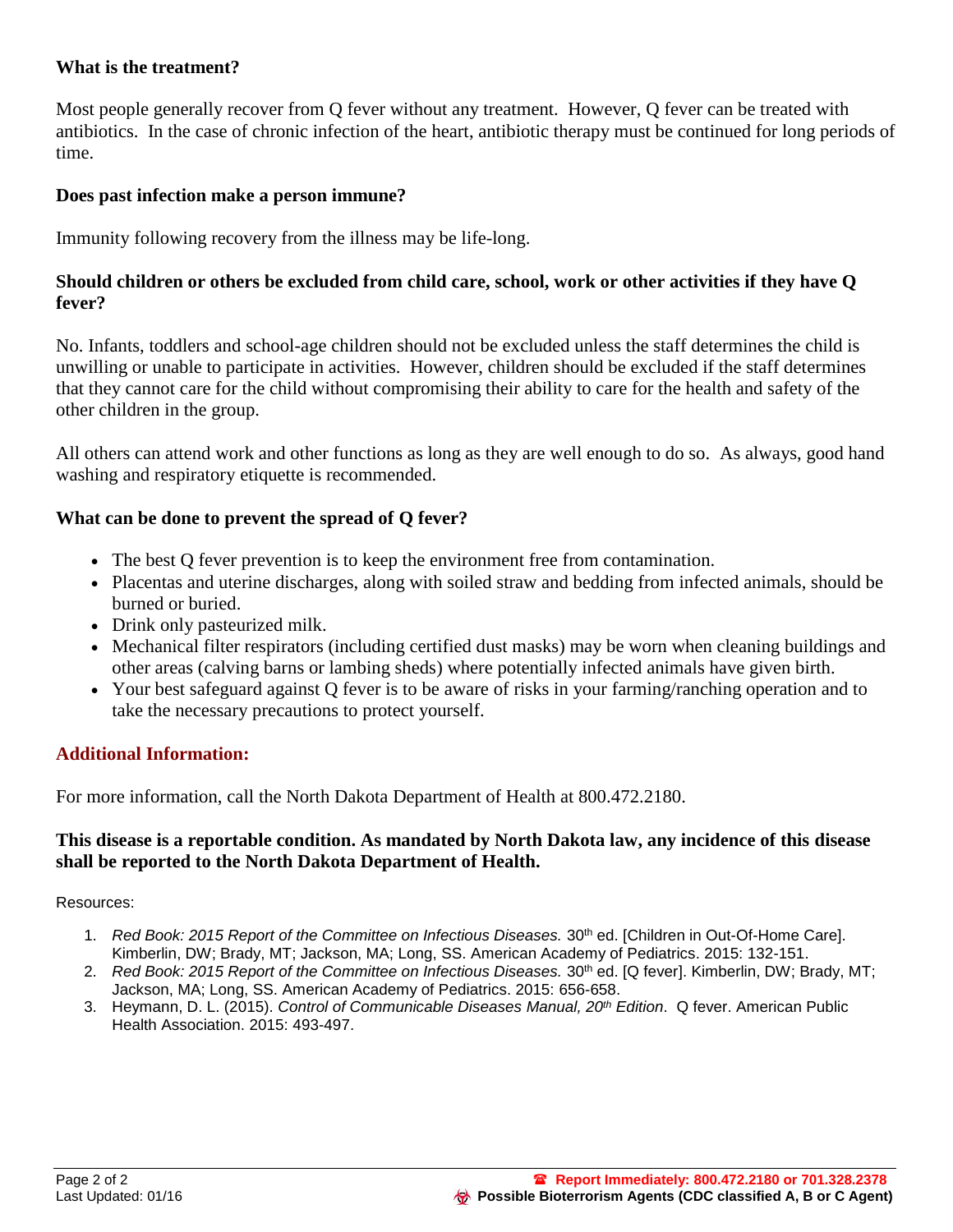### What is the treatment?

Most people generally recover from Q fever without any treatment. However, Q fever can be treated with antibiotics. In the case of chronic infection of the heart, antibiotic therapy must be continued for long periods of time.

### Does past infection make a person immune?

Immunity following recovery from the illness may be life-long.

### Should children or others be excluded from child care, school, work or other activities if they have Q fever?

No. Infants, toddlers and school-age children should not be excluded unless the staff determines the child is unwilling or unable to participate in activities. However, children should be excluded if the staff determines that they cannot care for the child without compromising their ability to care for the health and safety of the other children in the group.

All others can attend work and other functions as long as they are well enough to do so. As always, good hand washing and respiratory etiquette is recommended.

### What can be done to prevent the spread of Q fever?

- The best Q fever prevention is to keep the environment free from contamination.
- Placentas and uterine discharges, along with soiled straw and bedding from infected animals, should be burned or buried.
- Drink only pasteurized milk.
- Mechanical filter respirators (including certified dust masks) may be worn when cleaning buildings and other areas (calving barns or lambing sheds) where potentially infected animals have given birth.
- Your best safeguard against Q fever is to be aware of risks in your farming/ranching operation and to take the necessary precautions to protect yourself.

## Additional Information:

For more information, call the North Dakota Department of Health at 800.472.2180.

**This disease is a reportable condition. As mandated by North Dakota law, any incidence of this disease shall be reported to the North Dakota Department of Health.**

Resources:

1. *Red Book: 2015 Report of the Committee on Infectious Diseases.* 30th ed. [Children in Out-Of-Home Care]. Kimberlin, DW; Brady, MT; Jackson, MA; Long, SS. American Academy of Pediatrics. 2015: 132-151.
2. *Red Book: 2015 Report of the Committee on Infectious Diseases.* 30th ed. [Q fever]. Kimberlin, DW; Brady, MT; Jackson, MA; Long, SS. American Academy of Pediatrics. 2015: 656-658.
3. Heymann, D. L. (2015). *Control of Communicable Diseases Manual, 20th Edition*. Q fever. American Public Health Association. 2015: 493-497.

Last Updated: 01/16

**Report Immediately: 800.472.2180 or 701.328.2378**

**Possible Bioterrorism Agents (CDC classified A, B or C Agent)**